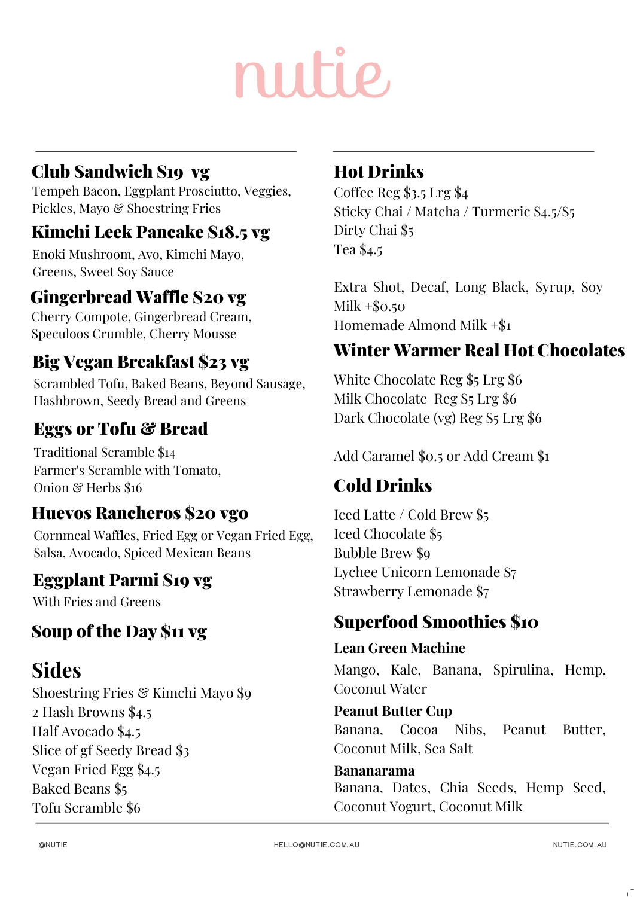# nutie

## Club Sandwich $19 vg

Tempeh Bacon, Eggplant Prosciutto, Veggies, Pickles, Mayo & Shoestring Fries

## Kimchi Leek Pancake $18.5 vg

Enoki Mushroom, Avo, Kimchi Mayo, Greens, Sweet Soy Sauce

## Gingerbread Waffle $20 vg

Cherry Compote, Gingerbread Cream, Speculoos Crumble, Cherry Mousse

## Big Vegan Breakfast $23 vg

Scrambled Tofu, Baked Beans, Beyond Sausage, Hashbrown, Seedy Bread and Greens

## Eggs or Tofu & Bread

Traditional Scramble $14
Farmer's Scramble with Tomato, Onion & Herbs $16

## Huevos Rancheros $20 vgo

Cornmeal Waffles, Fried Egg or Vegan Fried Egg, Salsa, Avocado, Spiced Mexican Beans

## Eggplant Parmi $19 vg

With Fries and Greens

## Soup of the Day $11 vg

# Sides

Shoestring Fries & Kimchi Mayo $9
2 Hash Browns $4.5
Half Avocado $4.5
Slice of gf Seedy Bread $3
Vegan Fried Egg $4.5
Baked Beans $5
Tofu Scramble $6

## Hot Drinks

Coffee Reg $3.5 Lrg $4
Sticky Chai / Matcha / Turmeric $4.5/$5
Dirty Chai $5
Tea $4.5

Extra Shot, Decaf, Long Black, Syrup, Soy Milk +$0.50
Homemade Almond Milk +$1

## Winter Warmer Real Hot Chocolates

White Chocolate Reg $5 Lrg $6
Milk Chocolate Reg $5 Lrg $6
Dark Chocolate (vg) Reg $5 Lrg $6

Add Caramel $0.5 or Add Cream $1

## Cold Drinks

Iced Latte / Cold Brew $5
Iced Chocolate $5
Bubble Brew $9
Lychee Unicorn Lemonade $7
Strawberry Lemonade $7

## Superfood Smoothies $10

**Lean Green Machine**

Mango, Kale, Banana, Spirulina, Hemp, Coconut Water

**Peanut Butter Cup**

Banana, Cocoa Nibs, Peanut Butter, Coconut Milk, Sea Salt

**Bananarama**

Banana, Dates, Chia Seeds, Hemp Seed, Coconut Yogurt, Coconut Milk

@NUTIE HELLO@NUTIE.COM.AU NUTIE.COM.AU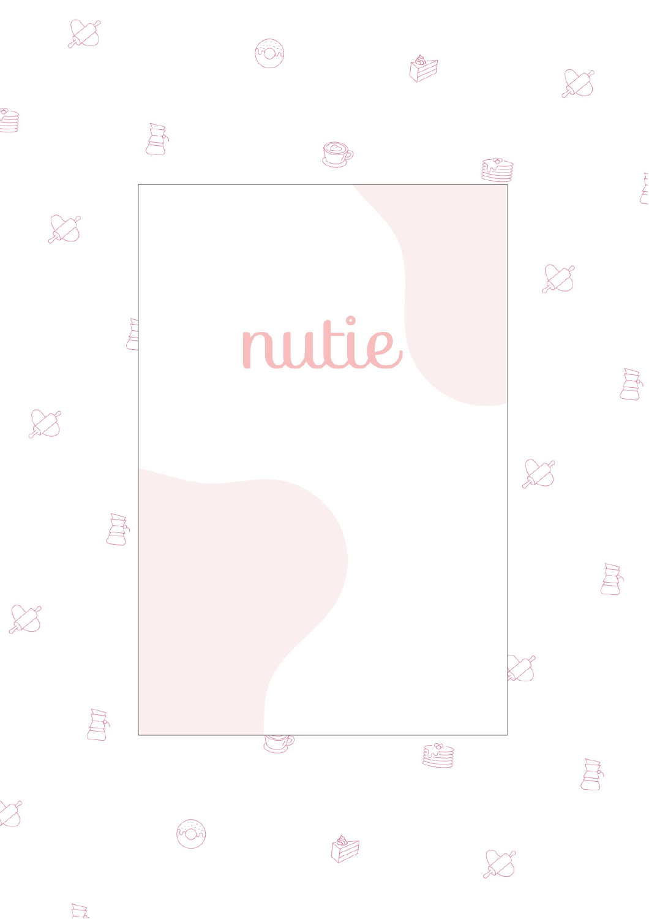nutie